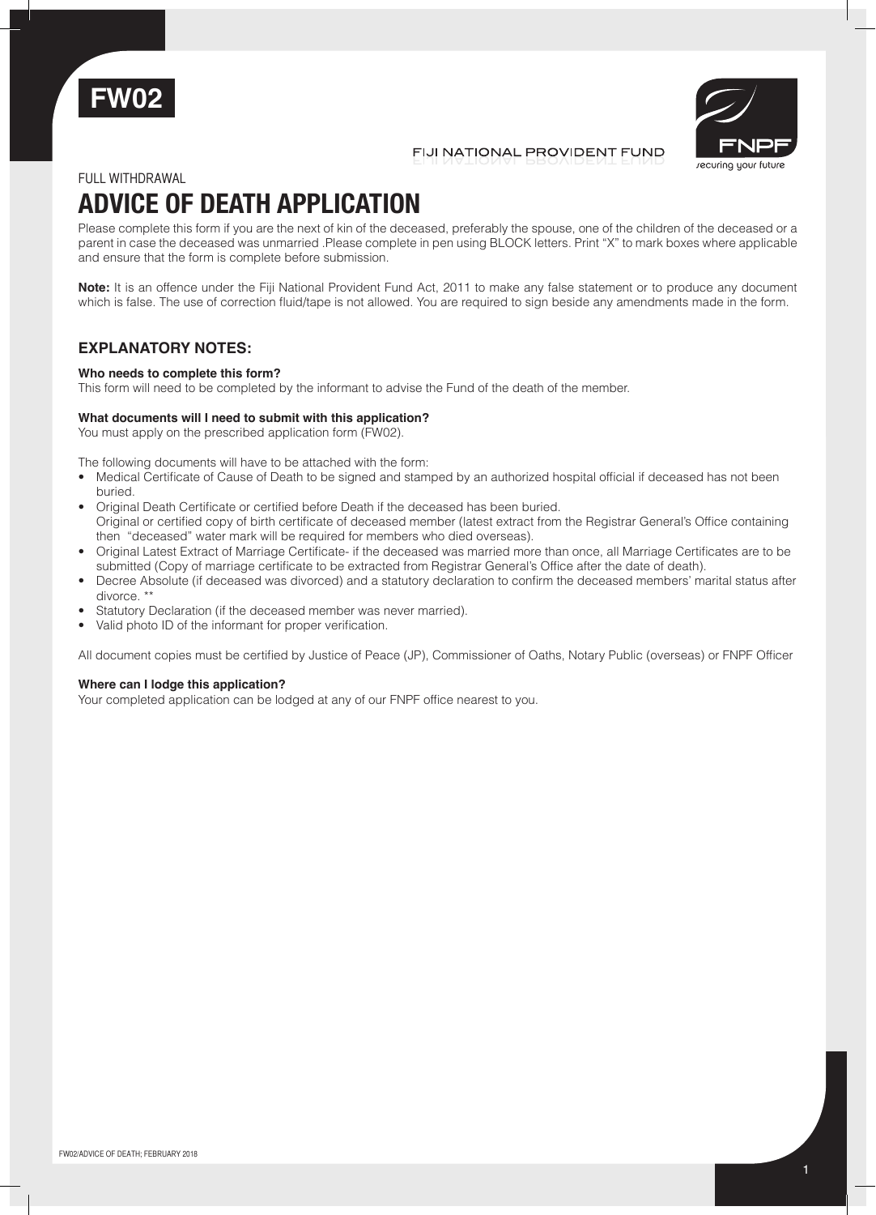**FW02**

FIJI NATIONAL PROVIDENT FUND

FNPF securing your future

FULL WITHDRAWAL

# ADVICE OF DEATH APPLICATION

Please complete this form if you are the next of kin of the deceased, preferably the spouse, one of the children of the deceased or a parent in case the deceased was unmarried .Please complete in pen using BLOCK letters. Print "X" to mark boxes where applicable and ensure that the form is complete before submission.

**Note:** It is an offence under the Fiji National Provident Fund Act, 2011 to make any false statement or to produce any document which is false. The use of correction fluid/tape is not allowed. You are required to sign beside any amendments made in the form.

## EXPLANATORY NOTES:

**Who needs to complete this form?**

This form will need to be completed by the informant to advise the Fund of the death of the member.

**What documents will I need to submit with this application?**

You must apply on the prescribed application form (FW02).

The following documents will have to be attached with the form:

- Medical Certificate of Cause of Death to be signed and stamped by an authorized hospital official if deceased has not been buried.
- Original Death Certificate or certified before Death if the deceased has been buried.
  Original or certified copy of birth certificate of deceased member (latest extract from the Registrar General's Office containing then "deceased" water mark will be required for members who died overseas).
- Original Latest Extract of Marriage Certificate- if the deceased was married more than once, all Marriage Certificates are to be submitted (Copy of marriage certificate to be extracted from Registrar General's Office after the date of death).
- Decree Absolute (if deceased was divorced) and a statutory declaration to confirm the deceased members' marital status after divorce. **
- Statutory Declaration (if the deceased member was never married).
- Valid photo ID of the informant for proper verification.

All document copies must be certified by Justice of Peace (JP), Commissioner of Oaths, Notary Public (overseas) or FNPF Officer

**Where can I lodge this application?**

Your completed application can be lodged at any of our FNPF office nearest to you.

FW02/ADVICE OF DEATH; FEBRUARY 2018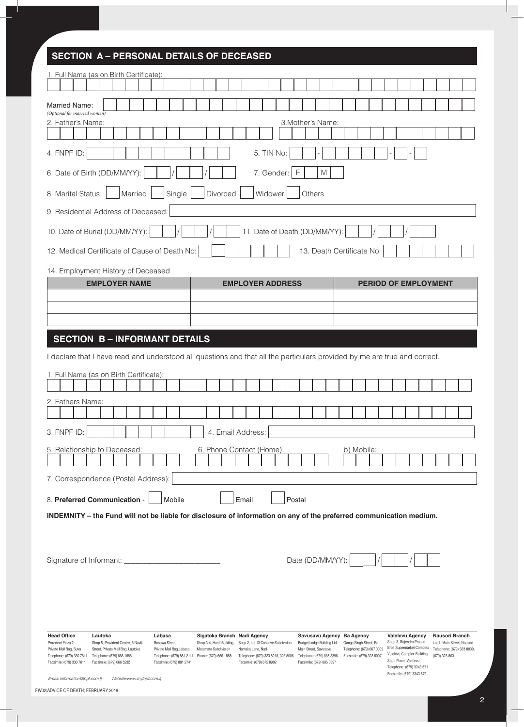## SECTION A – PERSONAL DETAILS OF DECEASED

1. Full Name (as on Birth Certificate):

Married Name:
*(Optional for married women)*

2. Father's Name:

3. Mother's Name:

4. FNPF ID:

5. TIN No: - - -

6. Date of Birth (DD/MM/YY): / /

7. Gender: F M

8. Marital Status: Married Single Divorced Widower Others

9. Residential Address of Deceased:

10. Date of Burial (DD/MM/YY): / /

11. Date of Death (DD/MM/YY): / /

12. Medical Certificate of Cause of Death No:

13. Death Certificate No:

14. Employment History of Deceased

| EMPLOYER NAME | EMPLOYER ADDRESS | PERIOD OF EMPLOYMENT |
|---|---|---|
| | | |
| | | |
| | | |

## SECTION B – INFORMANT DETAILS

I declare that I have read and understood all questions and that all the particulars provided by me are true and correct.

1. Full Name (as on Birth Certificate):

2. Fathers Name:

3. FNPF ID:

4. Email Address:

5. Relationship to Deceased:

6. Phone Contact (Home):

b) Mobile:

7. Correspondence (Postal Address):

8. **Preferred Communication** - Mobile Email Postal

**INDEMNITY – the Fund will not be liable for disclosure of information on any of the preferred communication medium.**

Signature of Informant: ________________________

Date (DD/MM/YY): / /

**Head Office**
Provident Plaza 2
Private Mail Bag, Suva
Telephone: (679) 330 7811
Facsimile: (679) 330 7611

**Lautoka**
Shop 5, Provident Centre, 6 Naviti Street, Private Mail Bag, Lautoka
Telephone: (679) 666 1888
Facsimile: (679) 666 5232

**Labasa**
Rosawa Street
Private Mail Bag,Labasa
Telephone: (679) 881 2111
Facsimile: (679) 881 2741

**Sigatoka Branch**
Shop 3-4, Hanif Building, Matamata Subdivision
Phone: (679) 666 1888

**Nadi Agency**
Shop 2, Lot 13 Concave Subdivision
Namaka Lane, Nadi
Telephone: (679) 323 8018, 323 8006
Facsimile: (679) 672 8982

**Savusavu Agency**
Budget Lodge Building Ltd
Main Street, Savusavu
Telephone: (679) 885 3396
Facsimile: (679) 885 3397

**Ba Agency**
Ganga Singh Street, Ba
Telephone: (679) 667 0009
Facsimile: (679) 323 8007

**Valelevu Agency**
Shop 3, Rajendra Prasad Bros Supermarket Complex
Valelevu Complex Building
Saqa Place, Valelevu
Telephone: (679) 3343 671
Facsimile: (679) 3343 670

**Nausori Branch**
Lot 1, Main Street, Nausori
Telephone: (679) 323 8030, (679) 323 8031

*Email: information@fnpf.com.fj* *Website:www.myfnpf.com.fj*

FW02/ADVICE OF DEATH; FEBRUARY 2018